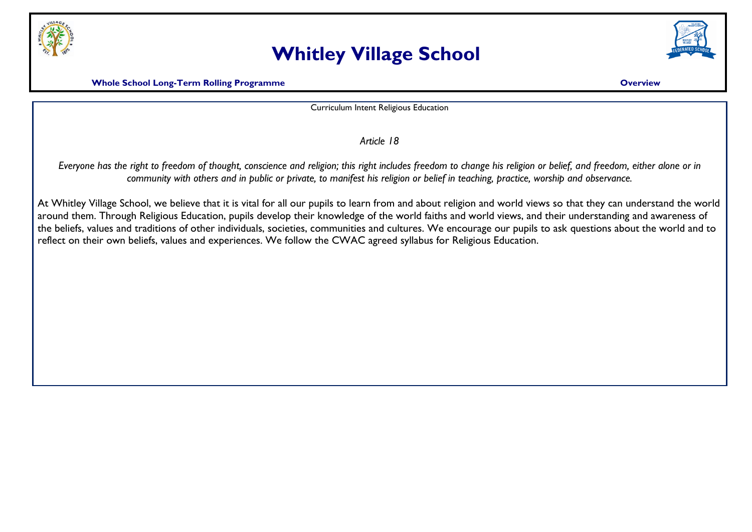# Whitley Village School

**Whole School Long-Term Rolling Programme** **Overview**

Curriculum Intent Religious Education

*Article 18*

*Everyone has the right to freedom of thought, conscience and religion; this right includes freedom to change his religion or belief, and freedom, either alone or in community with others and in public or private, to manifest his religion or belief in teaching, practice, worship and observance.*

At Whitley Village School, we believe that it is vital for all our pupils to learn from and about religion and world views so that they can understand the world around them. Through Religious Education, pupils develop their knowledge of the world faiths and world views, and their understanding and awareness of the beliefs, values and traditions of other individuals, societies, communities and cultures. We encourage our pupils to ask questions about the world and to reflect on their own beliefs, values and experiences. We follow the CWAC agreed syllabus for Religious Education.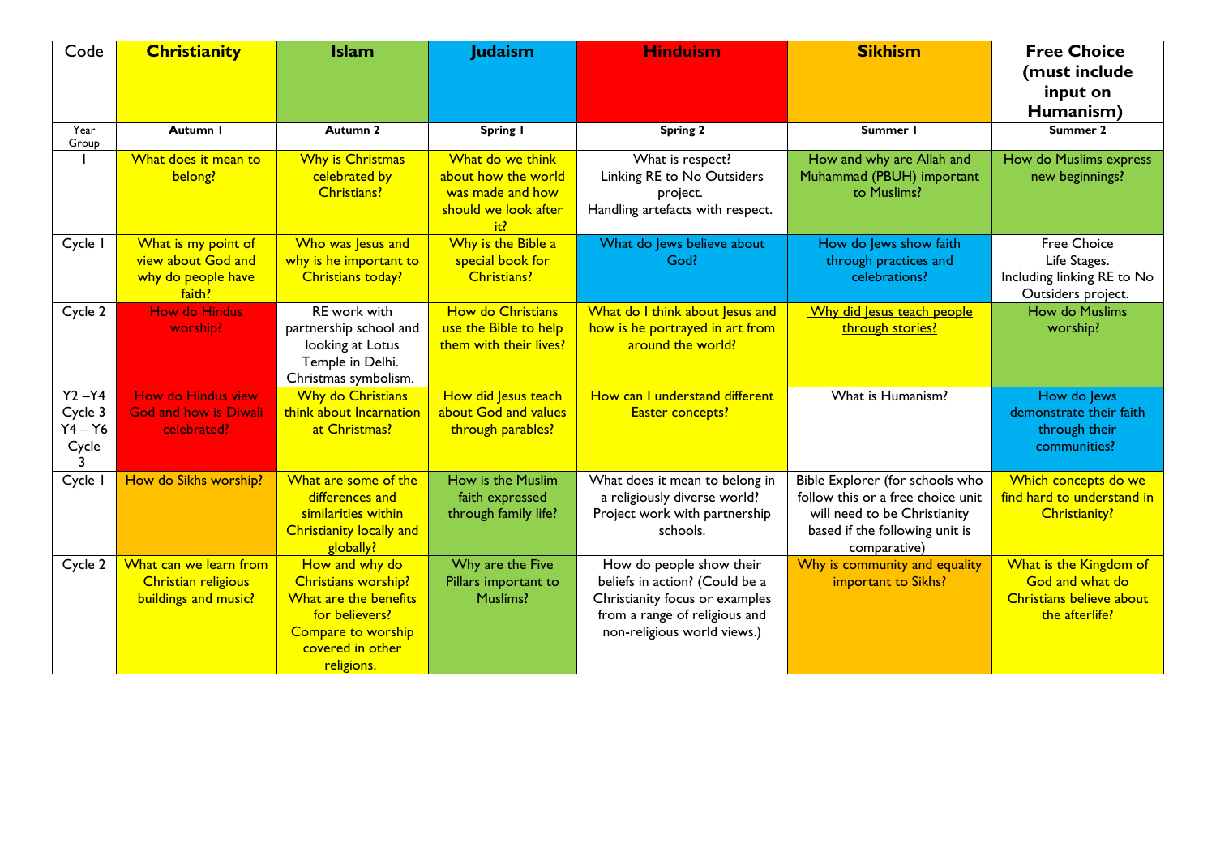| Code | Christianity | Islam | Judaism | Hinduism | Sikhism | Free Choice (must include input on Humanism) |
|---|---|---|---|---|---|---|
| Year Group | Autumn 1 | Autumn 2 | Spring 1 | Spring 2 | Summer 1 | Summer 2 |
| 1 | What does it mean to belong? | Why is Christmas celebrated by Christians? | What do we think about how the world was made and how should we look after it? | What is respect? Linking RE to No Outsiders project. Handling artefacts with respect. | How and why are Allah and Muhammad (PBUH) important to Muslims? | How do Muslims express new beginnings? |
| Cycle 1 | What is my point of view about God and why do people have faith? | Who was Jesus and why is he important to Christians today? | Why is the Bible a special book for Christians? | What do Jews believe about God? | How do Jews show faith through practices and celebrations? | Free Choice Life Stages. Including linking RE to No Outsiders project. |
| Cycle 2 | How do Hindus worship? | RE work with partnership school and looking at Lotus Temple in Delhi. Christmas symbolism. | How do Christians use the Bible to help them with their lives? | What do I think about Jesus and how is he portrayed in art from around the world? | Why did Jesus teach people through stories? | How do Muslims worship? |
| Y2 –Y4 Cycle 3 Y4 – Y6 Cycle 3 | How do Hindus view God and how is Diwali celebrated? | Why do Christians think about Incarnation at Christmas? | How did Jesus teach about God and values through parables? | How can I understand different Easter concepts? | What is Humanism? | How do Jews demonstrate their faith through their communities? |
| Cycle 1 | How do Sikhs worship? | What are some of the differences and similarities within Christianity locally and globally? | How is the Muslim faith expressed through family life? | What does it mean to belong in a religiously diverse world? Project work with partnership schools. | Bible Explorer (for schools who follow this or a free choice unit will need to be Christianity based if the following unit is comparative) | Which concepts do we find hard to understand in Christianity? |
| Cycle 2 | What can we learn from Christian religious buildings and music? | How and why do Christians worship? What are the benefits for believers? Compare to worship covered in other religions. | Why are the Five Pillars important to Muslims? | How do people show their beliefs in action? (Could be a Christianity focus or examples from a range of religious and non-religious world views.) | Why is community and equality important to Sikhs? | What is the Kingdom of God and what do Christians believe about the afterlife? |